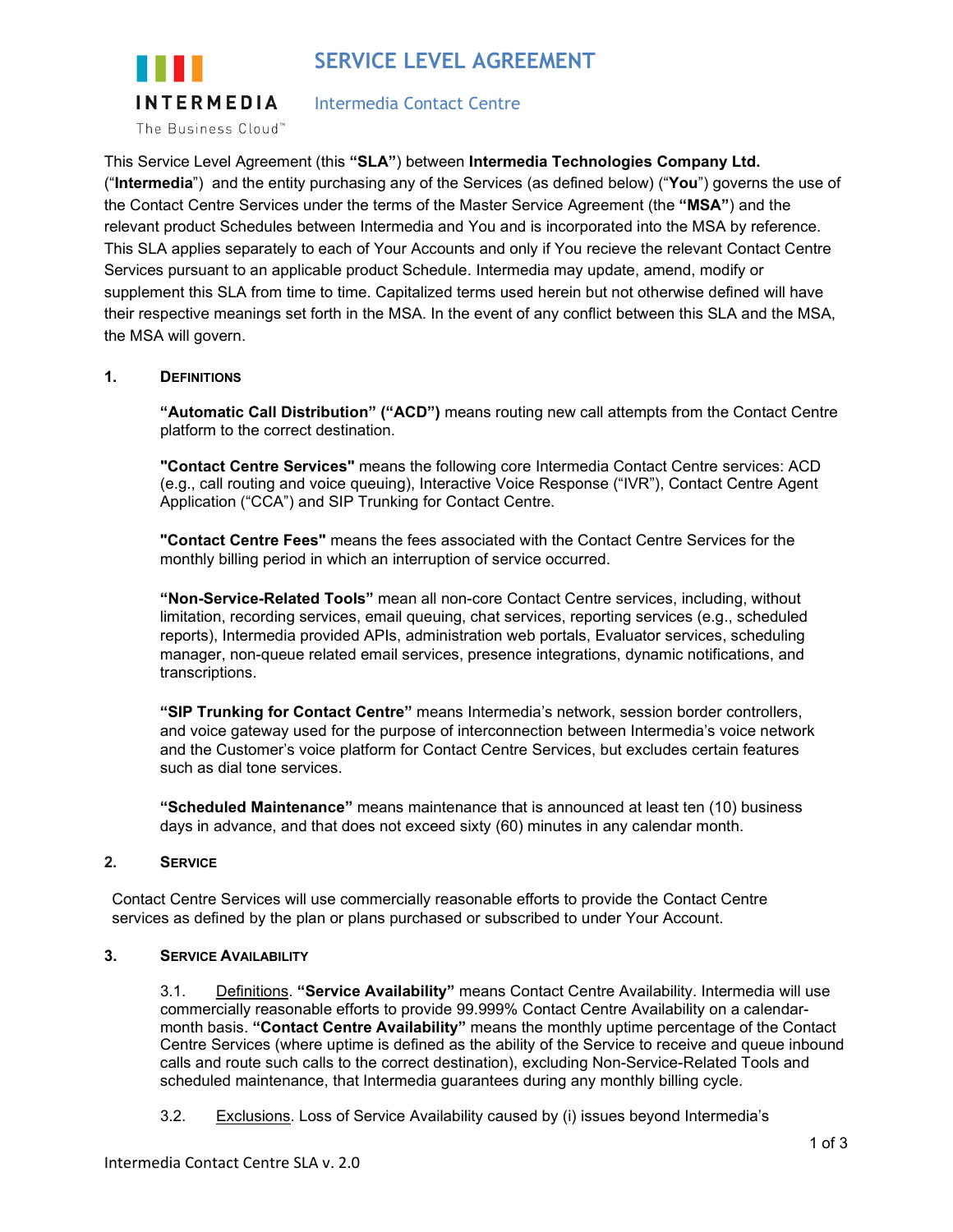# SERVICE LEVEL AGREEMENT

## Intermedia Contact Centre

This Service Level Agreement (this **"SLA"**) between **Intermedia Technologies Company Ltd.** ("**Intermedia**") and the entity purchasing any of the Services (as defined below) ("**You**") governs the use of the Contact Centre Services under the terms of the Master Service Agreement (the **"MSA"**) and the relevant product Schedules between Intermedia and You and is incorporated into the MSA by reference. This SLA applies separately to each of Your Accounts and only if You recieve the relevant Contact Centre Services pursuant to an applicable product Schedule. Intermedia may update, amend, modify or supplement this SLA from time to time. Capitalized terms used herein but not otherwise defined will have their respective meanings set forth in the MSA. In the event of any conflict between this SLA and the MSA, the MSA will govern.

### 1. DEFINITIONS

**"Automatic Call Distribution" ("ACD")** means routing new call attempts from the Contact Centre platform to the correct destination.

**"Contact Centre Services"** means the following core Intermedia Contact Centre services: ACD (e.g., call routing and voice queuing), Interactive Voice Response ("IVR"), Contact Centre Agent Application ("CCA") and SIP Trunking for Contact Centre.

**"Contact Centre Fees"** means the fees associated with the Contact Centre Services for the monthly billing period in which an interruption of service occurred.

**"Non-Service-Related Tools"** mean all non-core Contact Centre services, including, without limitation, recording services, email queuing, chat services, reporting services (e.g., scheduled reports), Intermedia provided APIs, administration web portals, Evaluator services, scheduling manager, non-queue related email services, presence integrations, dynamic notifications, and transcriptions.

**"SIP Trunking for Contact Centre"** means Intermedia's network, session border controllers, and voice gateway used for the purpose of interconnection between Intermedia's voice network and the Customer's voice platform for Contact Centre Services, but excludes certain features such as dial tone services.

**"Scheduled Maintenance"** means maintenance that is announced at least ten (10) business days in advance, and that does not exceed sixty (60) minutes in any calendar month.

### 2. SERVICE

Contact Centre Services will use commercially reasonable efforts to provide the Contact Centre services as defined by the plan or plans purchased or subscribed to under Your Account.

### 3. SERVICE AVAILABILITY

3.1. Definitions. **"Service Availability"** means Contact Centre Availability. Intermedia will use commercially reasonable efforts to provide 99.999% Contact Centre Availability on a calendar-month basis. **"Contact Centre Availability"** means the monthly uptime percentage of the Contact Centre Services (where uptime is defined as the ability of the Service to receive and queue inbound calls and route such calls to the correct destination), excluding Non-Service-Related Tools and scheduled maintenance, that Intermedia guarantees during any monthly billing cycle.

3.2. Exclusions. Loss of Service Availability caused by (i) issues beyond Intermedia's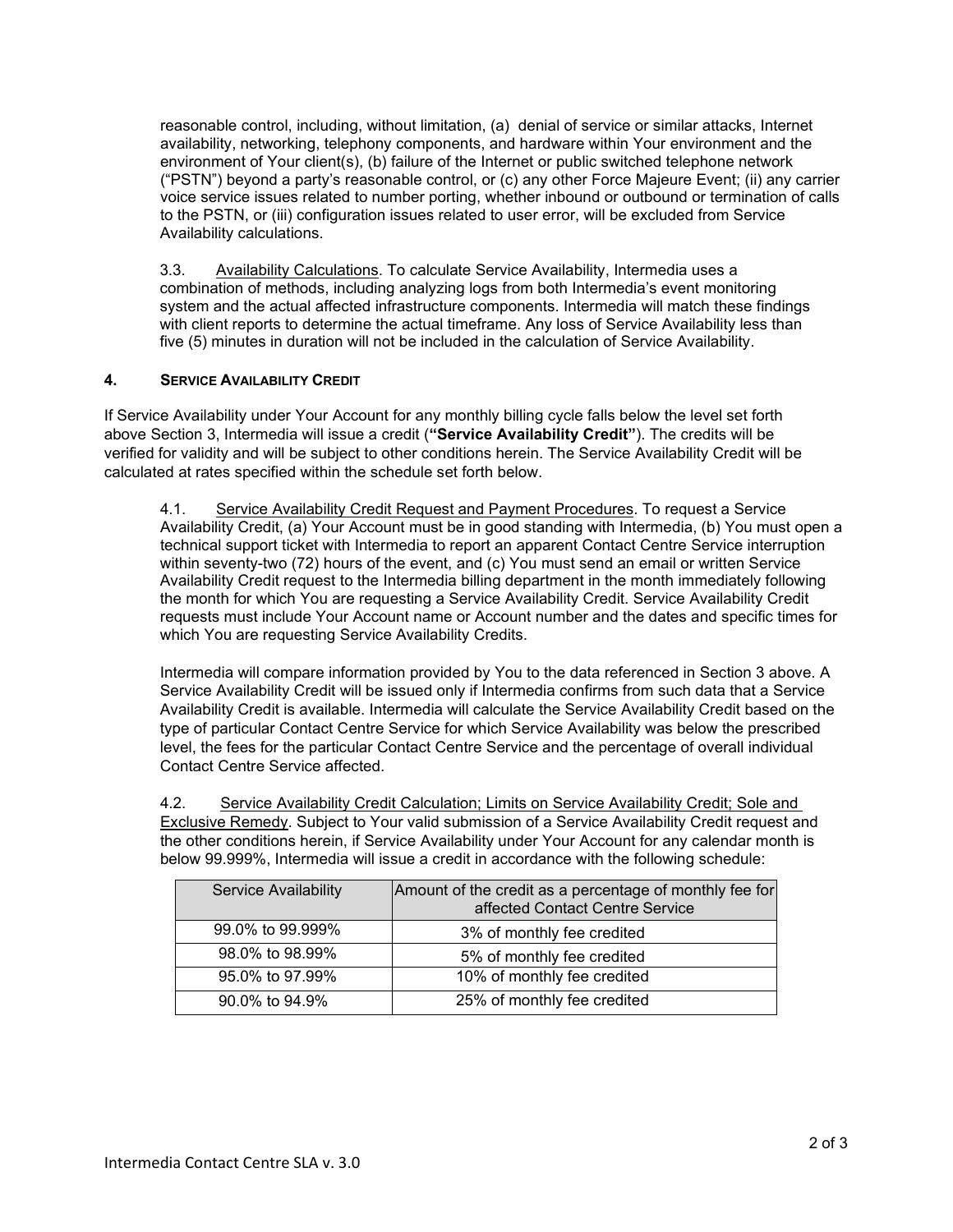reasonable control, including, without limitation, (a) denial of service or similar attacks, Internet availability, networking, telephony components, and hardware within Your environment and the environment of Your client(s), (b) failure of the Internet or public switched telephone network ("PSTN") beyond a party's reasonable control, or (c) any other Force Majeure Event; (ii) any carrier voice service issues related to number porting, whether inbound or outbound or termination of calls to the PSTN, or (iii) configuration issues related to user error, will be excluded from Service Availability calculations.

3.3. Availability Calculations. To calculate Service Availability, Intermedia uses a combination of methods, including analyzing logs from both Intermedia's event monitoring system and the actual affected infrastructure components. Intermedia will match these findings with client reports to determine the actual timeframe. Any loss of Service Availability less than five (5) minutes in duration will not be included in the calculation of Service Availability.

## 4. SERVICE AVAILABILITY CREDIT

If Service Availability under Your Account for any monthly billing cycle falls below the level set forth above Section 3, Intermedia will issue a credit (**"Service Availability Credit"**). The credits will be verified for validity and will be subject to other conditions herein. The Service Availability Credit will be calculated at rates specified within the schedule set forth below.

4.1. Service Availability Credit Request and Payment Procedures. To request a Service Availability Credit, (a) Your Account must be in good standing with Intermedia, (b) You must open a technical support ticket with Intermedia to report an apparent Contact Centre Service interruption within seventy-two (72) hours of the event, and (c) You must send an email or written Service Availability Credit request to the Intermedia billing department in the month immediately following the month for which You are requesting a Service Availability Credit. Service Availability Credit requests must include Your Account name or Account number and the dates and specific times for which You are requesting Service Availability Credits.

Intermedia will compare information provided by You to the data referenced in Section 3 above. A Service Availability Credit will be issued only if Intermedia confirms from such data that a Service Availability Credit is available. Intermedia will calculate the Service Availability Credit based on the type of particular Contact Centre Service for which Service Availability was below the prescribed level, the fees for the particular Contact Centre Service and the percentage of overall individual Contact Centre Service affected.

4.2. Service Availability Credit Calculation; Limits on Service Availability Credit; Sole and Exclusive Remedy. Subject to Your valid submission of a Service Availability Credit request and the other conditions herein, if Service Availability under Your Account for any calendar month is below 99.999%, Intermedia will issue a credit in accordance with the following schedule:

| Service Availability | Amount of the credit as a percentage of monthly fee for affected Contact Centre Service |
|---|---|
| 99.0% to 99.999% | 3% of monthly fee credited |
| 98.0% to 98.99% | 5% of monthly fee credited |
| 95.0% to 97.99% | 10% of monthly fee credited |
| 90.0% to 94.9% | 25% of monthly fee credited |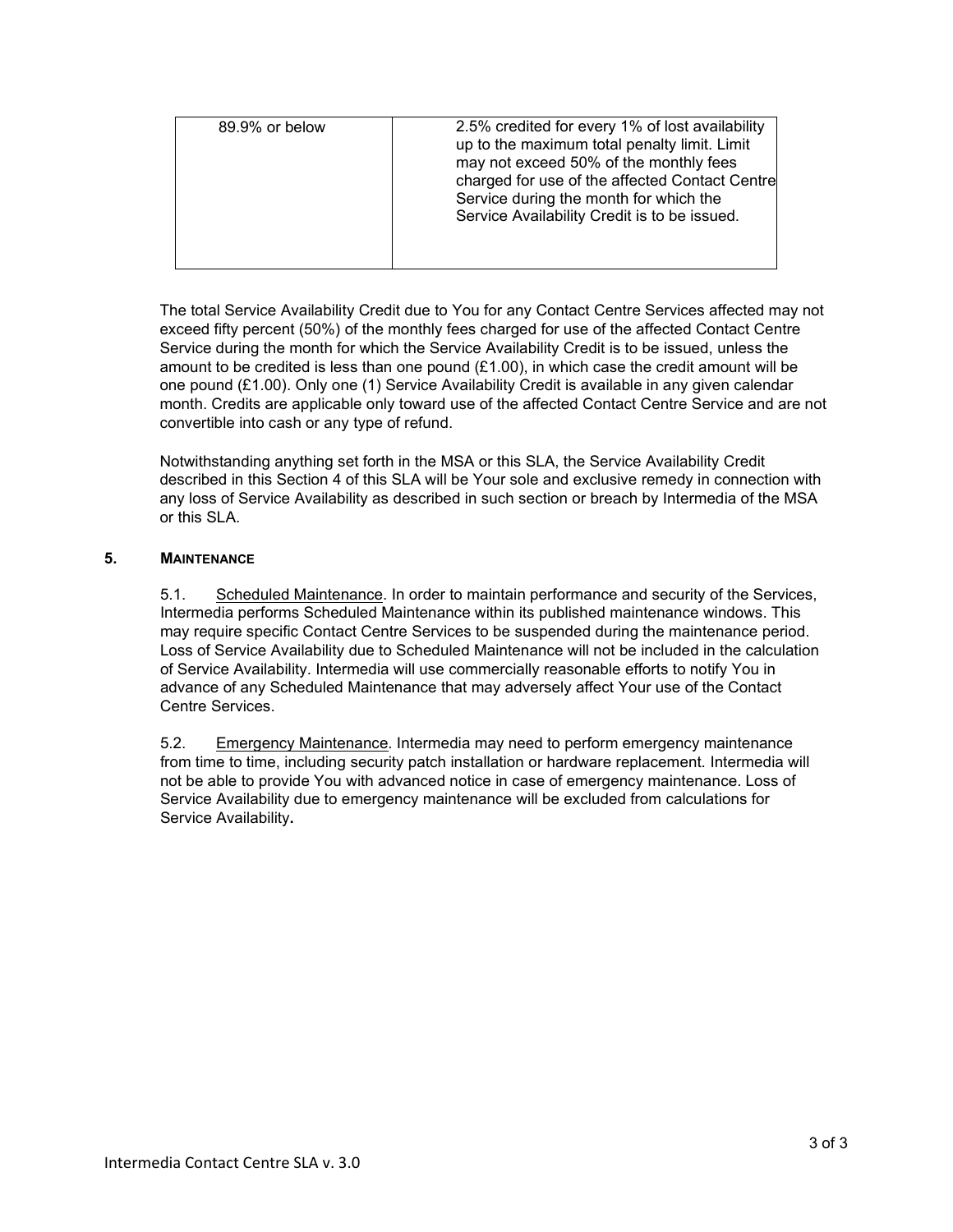| | |
|---|---|
| 89.9% or below | 2.5% credited for every 1% of lost availability up to the maximum total penalty limit. Limit may not exceed 50% of the monthly fees charged for use of the affected Contact Centre Service during the month for which the Service Availability Credit is to be issued. |

The total Service Availability Credit due to You for any Contact Centre Services affected may not exceed fifty percent (50%) of the monthly fees charged for use of the affected Contact Centre Service during the month for which the Service Availability Credit is to be issued, unless the amount to be credited is less than one pound (£1.00), in which case the credit amount will be one pound (£1.00). Only one (1) Service Availability Credit is available in any given calendar month. Credits are applicable only toward use of the affected Contact Centre Service and are not convertible into cash or any type of refund.

Notwithstanding anything set forth in the MSA or this SLA, the Service Availability Credit described in this Section 4 of this SLA will be Your sole and exclusive remedy in connection with any loss of Service Availability as described in such section or breach by Intermedia of the MSA or this SLA.

## 5. MAINTENANCE

5.1. Scheduled Maintenance. In order to maintain performance and security of the Services, Intermedia performs Scheduled Maintenance within its published maintenance windows. This may require specific Contact Centre Services to be suspended during the maintenance period. Loss of Service Availability due to Scheduled Maintenance will not be included in the calculation of Service Availability. Intermedia will use commercially reasonable efforts to notify You in advance of any Scheduled Maintenance that may adversely affect Your use of the Contact Centre Services.

5.2. Emergency Maintenance. Intermedia may need to perform emergency maintenance from time to time, including security patch installation or hardware replacement. Intermedia will not be able to provide You with advanced notice in case of emergency maintenance. Loss of Service Availability due to emergency maintenance will be excluded from calculations for Service Availability.

Intermedia Contact Centre SLA v. 3.0